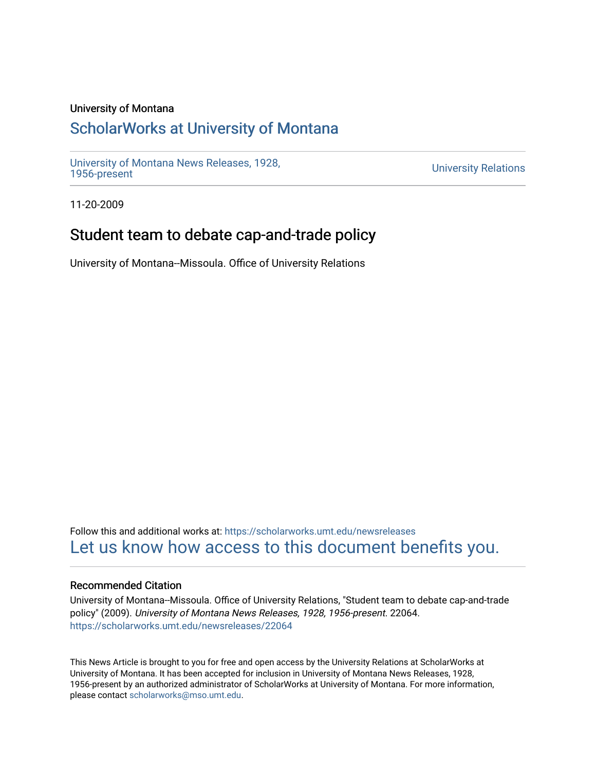University of Montana

# ScholarWorks at University of Montana

University of Montana News Releases, 1928, 1956-present

University Relations

11-20-2009

## Student team to debate cap-and-trade policy

University of Montana--Missoula. Office of University Relations

Follow this and additional works at: https://scholarworks.umt.edu/newsreleases

Let us know how access to this document benefits you.

### Recommended Citation

University of Montana--Missoula. Office of University Relations, "Student team to debate cap-and-trade policy" (2009). *University of Montana News Releases, 1928, 1956-present*. 22064.
https://scholarworks.umt.edu/newsreleases/22064

This News Article is brought to you for free and open access by the University Relations at ScholarWorks at University of Montana. It has been accepted for inclusion in University of Montana News Releases, 1928, 1956-present by an authorized administrator of ScholarWorks at University of Montana. For more information, please contact scholarworks@mso.umt.edu.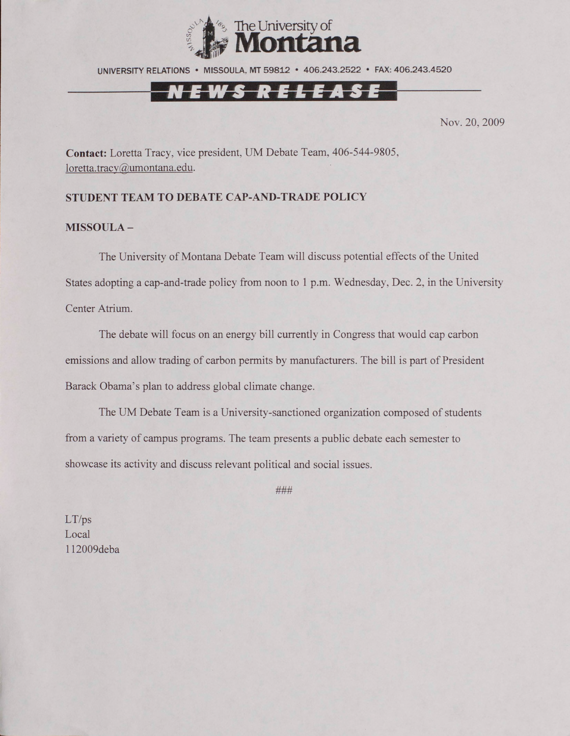The University of Montana

UNIVERSITY RELATIONS • MISSOULA, MT 59812 • 406.243.2522 • FAX: 406.243.4520

**NEWS RELEASE**

Nov. 20, 2009

**Contact:** Loretta Tracy, vice president, UM Debate Team, 406-544-9805, loretta.tracy@umontana.edu.

**STUDENT TEAM TO DEBATE CAP-AND-TRADE POLICY**

**MISSOULA –**

The University of Montana Debate Team will discuss potential effects of the United States adopting a cap-and-trade policy from noon to 1 p.m. Wednesday, Dec. 2, in the University Center Atrium.

The debate will focus on an energy bill currently in Congress that would cap carbon emissions and allow trading of carbon permits by manufacturers. The bill is part of President Barack Obama's plan to address global climate change.

The UM Debate Team is a University-sanctioned organization composed of students from a variety of campus programs. The team presents a public debate each semester to showcase its activity and discuss relevant political and social issues.

###

LT/ps
Local
112009deba